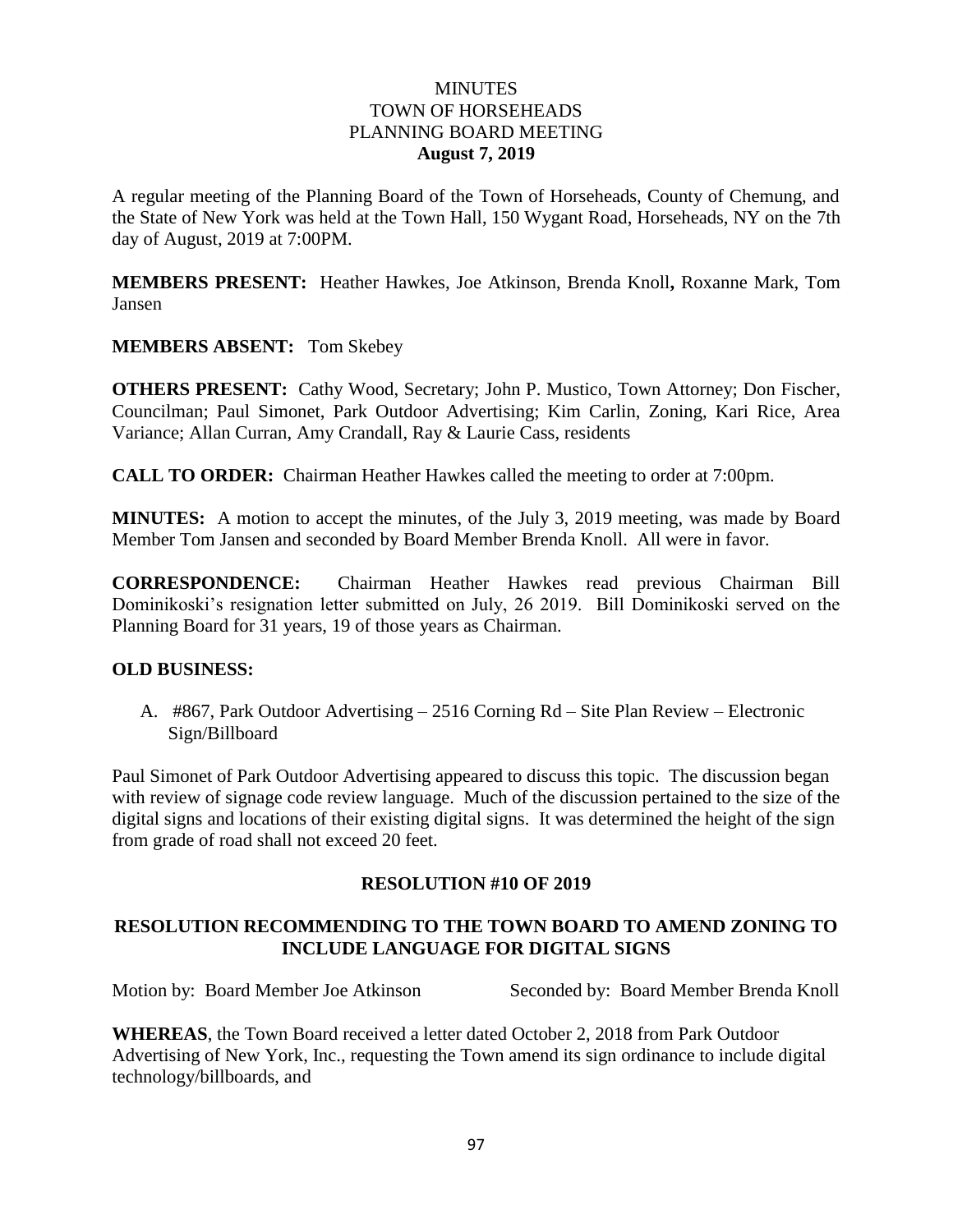# MINUTES
# TOWN OF HORSEHEADS
# PLANNING BOARD MEETING
## August 7, 2019

A regular meeting of the Planning Board of the Town of Horseheads, County of Chemung, and the State of New York was held at the Town Hall, 150 Wygant Road, Horseheads, NY on the 7th day of August, 2019 at 7:00PM.

**MEMBERS PRESENT:** Heather Hawkes, Joe Atkinson, Brenda Knoll**,** Roxanne Mark, Tom Jansen

**MEMBERS ABSENT:** Tom Skebey

**OTHERS PRESENT:** Cathy Wood, Secretary; John P. Mustico, Town Attorney; Don Fischer, Councilman; Paul Simonet, Park Outdoor Advertising; Kim Carlin, Zoning, Kari Rice, Area Variance; Allan Curran, Amy Crandall, Ray & Laurie Cass, residents

**CALL TO ORDER:** Chairman Heather Hawkes called the meeting to order at 7:00pm.

**MINUTES:** A motion to accept the minutes, of the July 3, 2019 meeting, was made by Board Member Tom Jansen and seconded by Board Member Brenda Knoll. All were in favor.

**CORRESPONDENCE:** Chairman Heather Hawkes read previous Chairman Bill Dominikoski's resignation letter submitted on July, 26 2019. Bill Dominikoski served on the Planning Board for 31 years, 19 of those years as Chairman.

**OLD BUSINESS:**

A. #867, Park Outdoor Advertising – 2516 Corning Rd – Site Plan Review – Electronic Sign/Billboard

Paul Simonet of Park Outdoor Advertising appeared to discuss this topic. The discussion began with review of signage code review language. Much of the discussion pertained to the size of the digital signs and locations of their existing digital signs. It was determined the height of the sign from grade of road shall not exceed 20 feet.

**RESOLUTION #10 OF 2019**

**RESOLUTION RECOMMENDING TO THE TOWN BOARD TO AMEND ZONING TO INCLUDE LANGUAGE FOR DIGITAL SIGNS**

Motion by: Board Member Joe Atkinson Seconded by: Board Member Brenda Knoll

**WHEREAS**, the Town Board received a letter dated October 2, 2018 from Park Outdoor Advertising of New York, Inc., requesting the Town amend its sign ordinance to include digital technology/billboards, and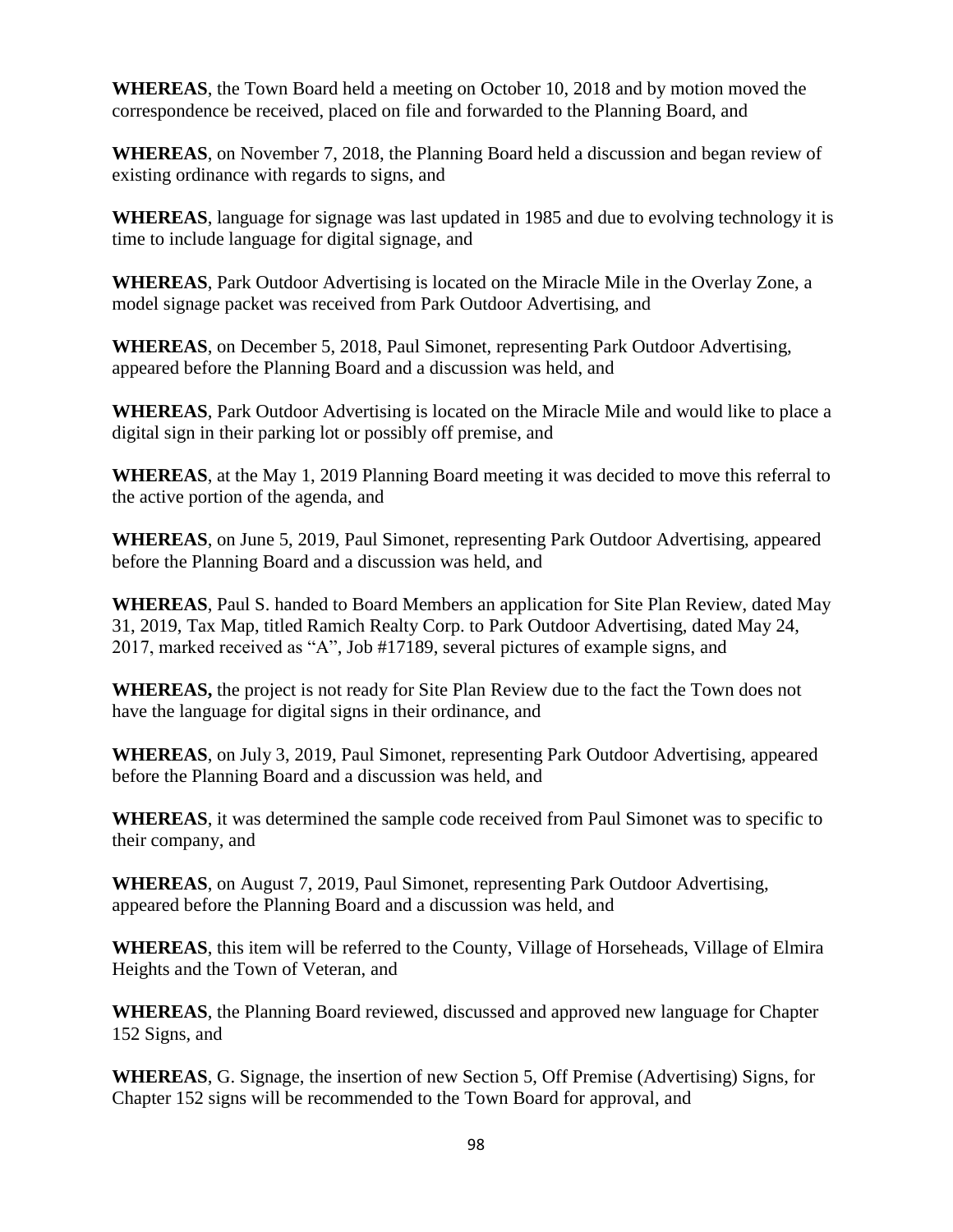**WHEREAS**, the Town Board held a meeting on October 10, 2018 and by motion moved the correspondence be received, placed on file and forwarded to the Planning Board, and

**WHEREAS**, on November 7, 2018, the Planning Board held a discussion and began review of existing ordinance with regards to signs, and

**WHEREAS**, language for signage was last updated in 1985 and due to evolving technology it is time to include language for digital signage, and

**WHEREAS**, Park Outdoor Advertising is located on the Miracle Mile in the Overlay Zone, a model signage packet was received from Park Outdoor Advertising, and

**WHEREAS**, on December 5, 2018, Paul Simonet, representing Park Outdoor Advertising, appeared before the Planning Board and a discussion was held, and

**WHEREAS**, Park Outdoor Advertising is located on the Miracle Mile and would like to place a digital sign in their parking lot or possibly off premise, and

**WHEREAS**, at the May 1, 2019 Planning Board meeting it was decided to move this referral to the active portion of the agenda, and

**WHEREAS**, on June 5, 2019, Paul Simonet, representing Park Outdoor Advertising, appeared before the Planning Board and a discussion was held, and

**WHEREAS**, Paul S. handed to Board Members an application for Site Plan Review, dated May 31, 2019, Tax Map, titled Ramich Realty Corp. to Park Outdoor Advertising, dated May 24, 2017, marked received as "A", Job #17189, several pictures of example signs, and

**WHEREAS,** the project is not ready for Site Plan Review due to the fact the Town does not have the language for digital signs in their ordinance, and

**WHEREAS**, on July 3, 2019, Paul Simonet, representing Park Outdoor Advertising, appeared before the Planning Board and a discussion was held, and

**WHEREAS**, it was determined the sample code received from Paul Simonet was to specific to their company, and

**WHEREAS**, on August 7, 2019, Paul Simonet, representing Park Outdoor Advertising, appeared before the Planning Board and a discussion was held, and

**WHEREAS**, this item will be referred to the County, Village of Horseheads, Village of Elmira Heights and the Town of Veteran, and

**WHEREAS**, the Planning Board reviewed, discussed and approved new language for Chapter 152 Signs, and

**WHEREAS**, G. Signage, the insertion of new Section 5, Off Premise (Advertising) Signs, for Chapter 152 signs will be recommended to the Town Board for approval, and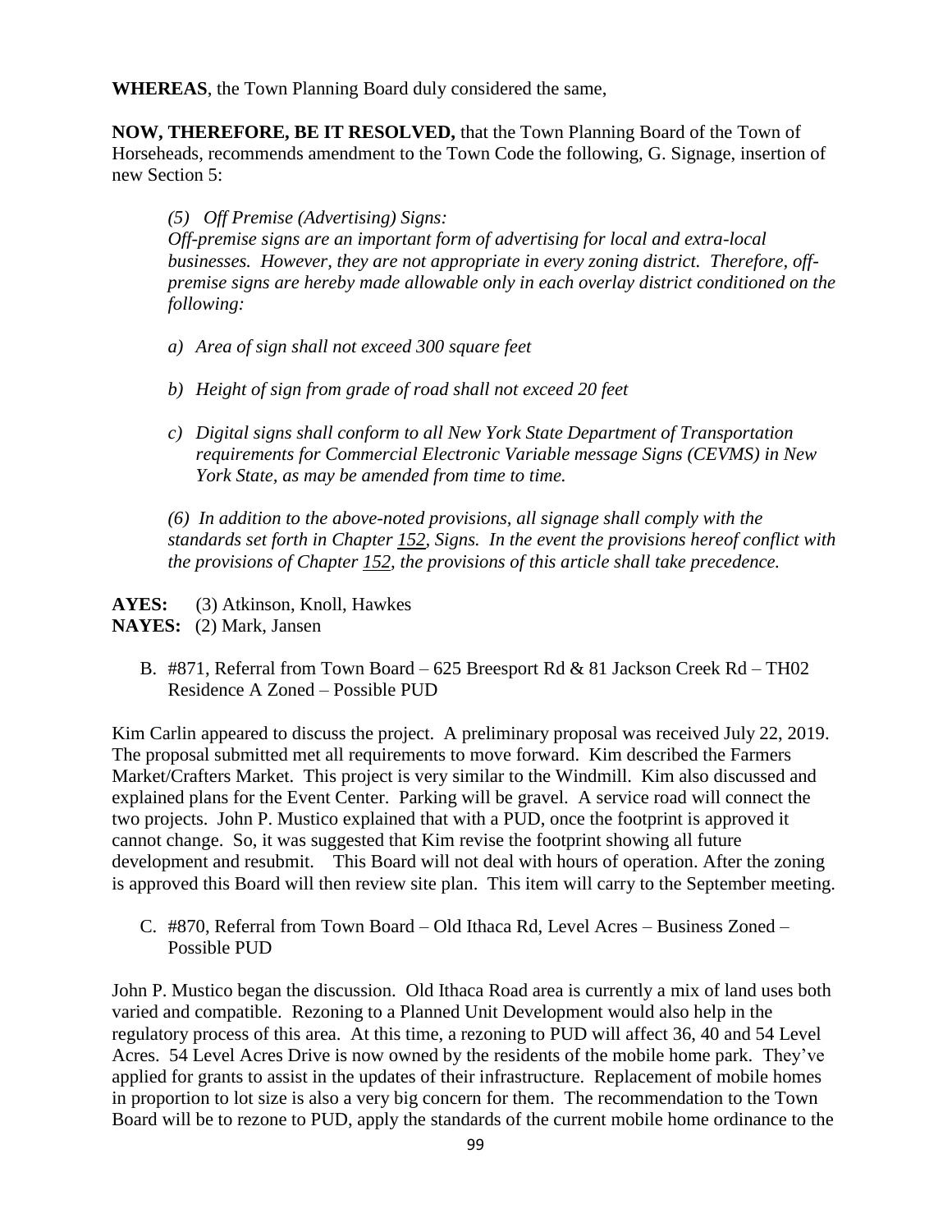**WHEREAS**, the Town Planning Board duly considered the same,

**NOW, THEREFORE, BE IT RESOLVED,** that the Town Planning Board of the Town of Horseheads, recommends amendment to the Town Code the following, G. Signage, insertion of new Section 5:

> *(5) Off Premise (Advertising) Signs:*
> *Off-premise signs are an important form of advertising for local and extra-local businesses. However, they are not appropriate in every zoning district. Therefore, off-premise signs are hereby made allowable only in each overlay district conditioned on the following:*
>
> *a) Area of sign shall not exceed 300 square feet*
>
> *b) Height of sign from grade of road shall not exceed 20 feet*
>
> *c) Digital signs shall conform to all New York State Department of Transportation requirements for Commercial Electronic Variable message Signs (CEVMS) in New York State, as may be amended from time to time.*
>
> *(6) In addition to the above-noted provisions, all signage shall comply with the standards set forth in Chapter 152, Signs. In the event the provisions hereof conflict with the provisions of Chapter 152, the provisions of this article shall take precedence.*

**AYES:** (3) Atkinson, Knoll, Hawkes
**NAYES:** (2) Mark, Jansen

B. #871, Referral from Town Board – 625 Breesport Rd & 81 Jackson Creek Rd – TH02 Residence A Zoned – Possible PUD

Kim Carlin appeared to discuss the project. A preliminary proposal was received July 22, 2019. The proposal submitted met all requirements to move forward. Kim described the Farmers Market/Crafters Market. This project is very similar to the Windmill. Kim also discussed and explained plans for the Event Center. Parking will be gravel. A service road will connect the two projects. John P. Mustico explained that with a PUD, once the footprint is approved it cannot change. So, it was suggested that Kim revise the footprint showing all future development and resubmit. This Board will not deal with hours of operation. After the zoning is approved this Board will then review site plan. This item will carry to the September meeting.

C. #870, Referral from Town Board – Old Ithaca Rd, Level Acres – Business Zoned – Possible PUD

John P. Mustico began the discussion. Old Ithaca Road area is currently a mix of land uses both varied and compatible. Rezoning to a Planned Unit Development would also help in the regulatory process of this area. At this time, a rezoning to PUD will affect 36, 40 and 54 Level Acres. 54 Level Acres Drive is now owned by the residents of the mobile home park. They've applied for grants to assist in the updates of their infrastructure. Replacement of mobile homes in proportion to lot size is also a very big concern for them. The recommendation to the Town Board will be to rezone to PUD, apply the standards of the current mobile home ordinance to the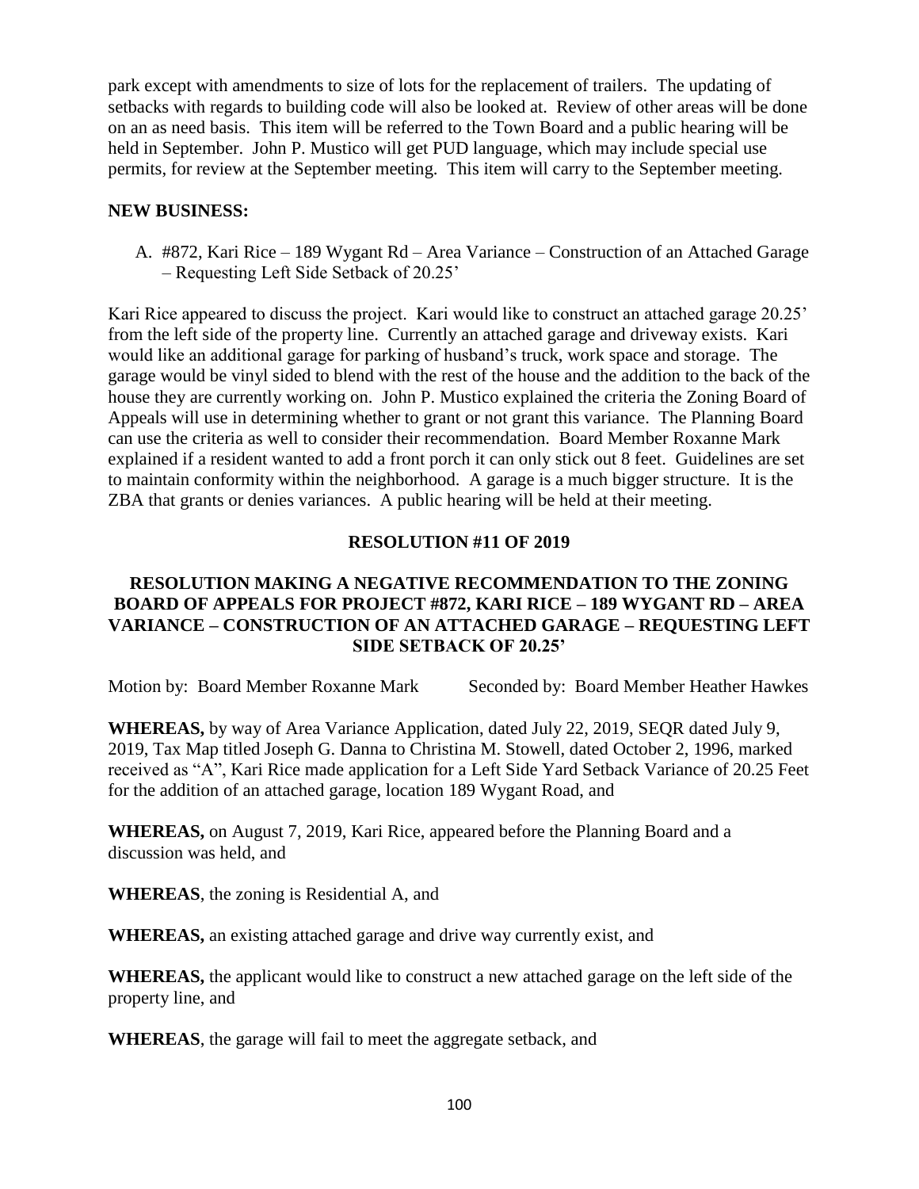park except with amendments to size of lots for the replacement of trailers. The updating of setbacks with regards to building code will also be looked at. Review of other areas will be done on an as need basis. This item will be referred to the Town Board and a public hearing will be held in September. John P. Mustico will get PUD language, which may include special use permits, for review at the September meeting. This item will carry to the September meeting.

**NEW BUSINESS:**

A. #872, Kari Rice – 189 Wygant Rd – Area Variance – Construction of an Attached Garage – Requesting Left Side Setback of 20.25'

Kari Rice appeared to discuss the project. Kari would like to construct an attached garage 20.25' from the left side of the property line. Currently an attached garage and driveway exists. Kari would like an additional garage for parking of husband's truck, work space and storage. The garage would be vinyl sided to blend with the rest of the house and the addition to the back of the house they are currently working on. John P. Mustico explained the criteria the Zoning Board of Appeals will use in determining whether to grant or not grant this variance. The Planning Board can use the criteria as well to consider their recommendation. Board Member Roxanne Mark explained if a resident wanted to add a front porch it can only stick out 8 feet. Guidelines are set to maintain conformity within the neighborhood. A garage is a much bigger structure. It is the ZBA that grants or denies variances. A public hearing will be held at their meeting.

**RESOLUTION #11 OF 2019**

**RESOLUTION MAKING A NEGATIVE RECOMMENDATION TO THE ZONING BOARD OF APPEALS FOR PROJECT #872, KARI RICE – 189 WYGANT RD – AREA VARIANCE – CONSTRUCTION OF AN ATTACHED GARAGE – REQUESTING LEFT SIDE SETBACK OF 20.25'**

Motion by: Board Member Roxanne Mark Seconded by: Board Member Heather Hawkes

**WHEREAS,** by way of Area Variance Application, dated July 22, 2019, SEQR dated July 9, 2019, Tax Map titled Joseph G. Danna to Christina M. Stowell, dated October 2, 1996, marked received as "A", Kari Rice made application for a Left Side Yard Setback Variance of 20.25 Feet for the addition of an attached garage, location 189 Wygant Road, and

**WHEREAS,** on August 7, 2019, Kari Rice, appeared before the Planning Board and a discussion was held, and

**WHEREAS**, the zoning is Residential A, and

**WHEREAS,** an existing attached garage and drive way currently exist, and

**WHEREAS,** the applicant would like to construct a new attached garage on the left side of the property line, and

**WHEREAS**, the garage will fail to meet the aggregate setback, and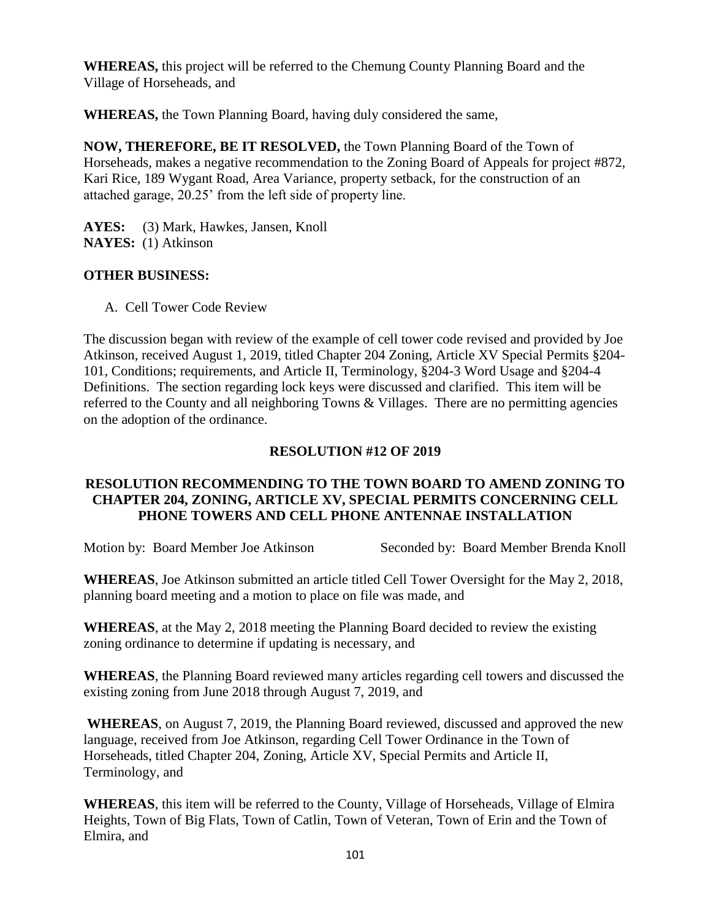**WHEREAS,** this project will be referred to the Chemung County Planning Board and the Village of Horseheads, and

**WHEREAS,** the Town Planning Board, having duly considered the same,

**NOW, THEREFORE, BE IT RESOLVED,** the Town Planning Board of the Town of Horseheads, makes a negative recommendation to the Zoning Board of Appeals for project #872, Kari Rice, 189 Wygant Road, Area Variance, property setback, for the construction of an attached garage, 20.25' from the left side of property line.

**AYES:** (3) Mark, Hawkes, Jansen, Knoll
**NAYES:** (1) Atkinson

**OTHER BUSINESS:**

A. Cell Tower Code Review

The discussion began with review of the example of cell tower code revised and provided by Joe Atkinson, received August 1, 2019, titled Chapter 204 Zoning, Article XV Special Permits §204-101, Conditions; requirements, and Article II, Terminology, §204-3 Word Usage and §204-4 Definitions. The section regarding lock keys were discussed and clarified. This item will be referred to the County and all neighboring Towns & Villages. There are no permitting agencies on the adoption of the ordinance.

**RESOLUTION #12 OF 2019**

**RESOLUTION RECOMMENDING TO THE TOWN BOARD TO AMEND ZONING TO CHAPTER 204, ZONING, ARTICLE XV, SPECIAL PERMITS CONCERNING CELL PHONE TOWERS AND CELL PHONE ANTENNAE INSTALLATION**

Motion by: Board Member Joe Atkinson    Seconded by: Board Member Brenda Knoll

**WHEREAS**, Joe Atkinson submitted an article titled Cell Tower Oversight for the May 2, 2018, planning board meeting and a motion to place on file was made, and

**WHEREAS**, at the May 2, 2018 meeting the Planning Board decided to review the existing zoning ordinance to determine if updating is necessary, and

**WHEREAS**, the Planning Board reviewed many articles regarding cell towers and discussed the existing zoning from June 2018 through August 7, 2019, and

**WHEREAS**, on August 7, 2019, the Planning Board reviewed, discussed and approved the new language, received from Joe Atkinson, regarding Cell Tower Ordinance in the Town of Horseheads, titled Chapter 204, Zoning, Article XV, Special Permits and Article II, Terminology, and

**WHEREAS**, this item will be referred to the County, Village of Horseheads, Village of Elmira Heights, Town of Big Flats, Town of Catlin, Town of Veteran, Town of Erin and the Town of Elmira, and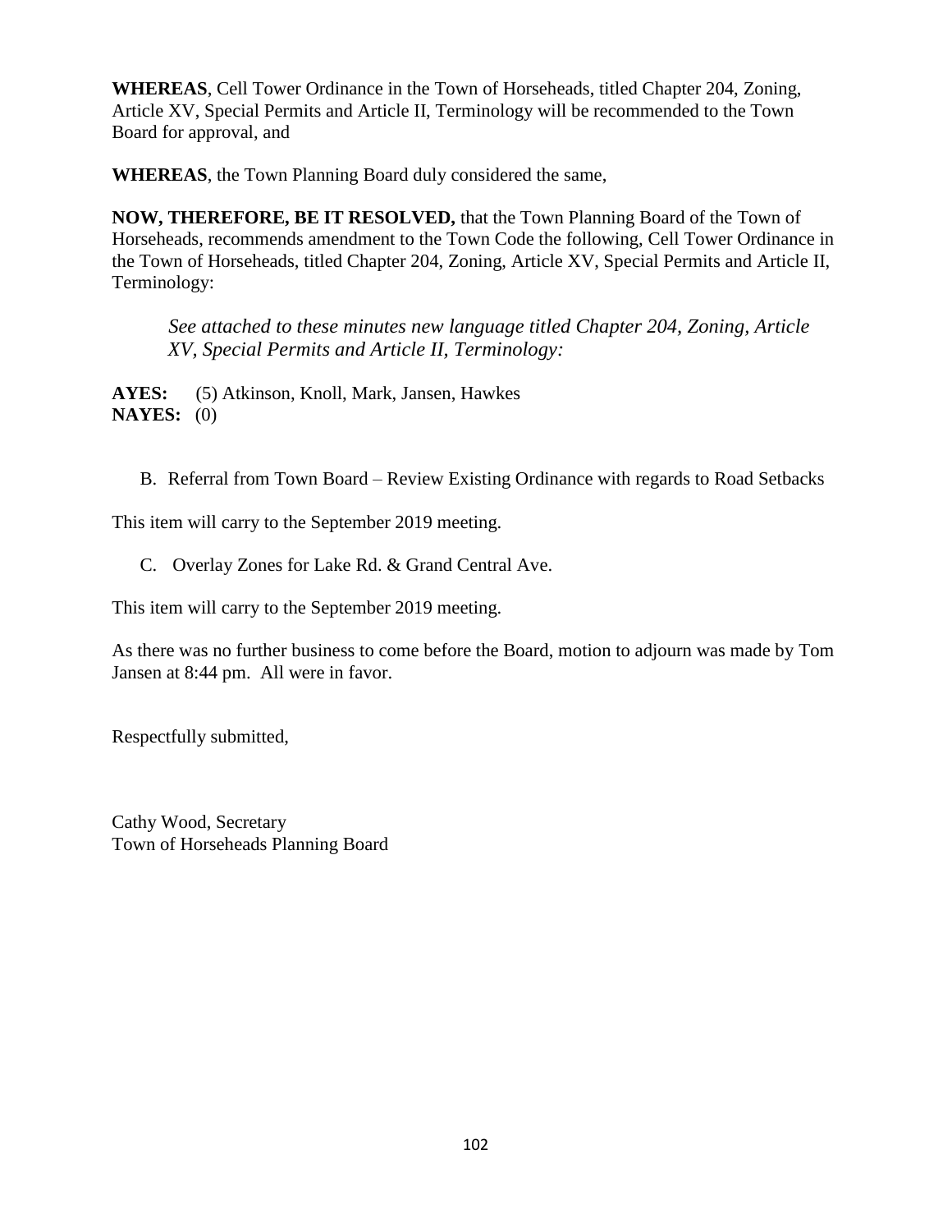**WHEREAS**, Cell Tower Ordinance in the Town of Horseheads, titled Chapter 204, Zoning, Article XV, Special Permits and Article II, Terminology will be recommended to the Town Board for approval, and

**WHEREAS**, the Town Planning Board duly considered the same,

**NOW, THEREFORE, BE IT RESOLVED,** that the Town Planning Board of the Town of Horseheads, recommends amendment to the Town Code the following, Cell Tower Ordinance in the Town of Horseheads, titled Chapter 204, Zoning, Article XV, Special Permits and Article II, Terminology:

> *See attached to these minutes new language titled Chapter 204, Zoning, Article XV, Special Permits and Article II, Terminology:*

**AYES:** (5) Atkinson, Knoll, Mark, Jansen, Hawkes
**NAYES:** (0)

B. Referral from Town Board – Review Existing Ordinance with regards to Road Setbacks

This item will carry to the September 2019 meeting.

C. Overlay Zones for Lake Rd. & Grand Central Ave.

This item will carry to the September 2019 meeting.

As there was no further business to come before the Board, motion to adjourn was made by Tom Jansen at 8:44 pm. All were in favor.

Respectfully submitted,

Cathy Wood, Secretary
Town of Horseheads Planning Board